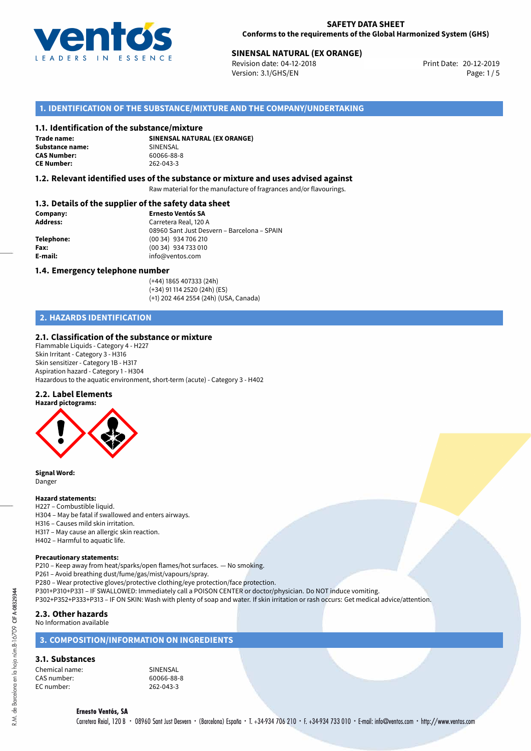**SAFETY DATA SHEET**
**Conforms to the requirements of the Global Harmonized System (GHS)**

**SINENSAL NATURAL (EX ORANGE)**
Revision date: 04-12-2018
Version: 3.1/GHS/EN
Print Date: 20-12-2019

## 1. IDENTIFICATION OF THE SUBSTANCE/MIXTURE AND THE COMPANY/UNDERTAKING

### 1.1. Identification of the substance/mixture

**Trade name:** **SINENSAL NATURAL (EX ORANGE)**
**Substance name:** SINENSAL
**CAS Number:** 60066-88-8
**CE Number:** 262-043-3

### 1.2. Relevant identified uses of the substance or mixture and uses advised against

Raw material for the manufacture of fragrances and/or flavourings.

### 1.3. Details of the supplier of the safety data sheet

**Company:** **Ernesto Ventós SA**
**Address:** Carretera Real, 120 A
08960 Sant Just Desvern – Barcelona – SPAIN
**Telephone:** (00 34) 934 706 210
**Fax:** (00 34) 934 733 010
**E-mail:** info@ventos.com

### 1.4. Emergency telephone number

(+44) 1865 407333 (24h)
(+34) 91 114 2520 (24h) (ES)
(+1) 202 464 2554 (24h) (USA, Canada)

## 2. HAZARDS IDENTIFICATION

### 2.1. Classification of the substance or mixture

Flammable Liquids - Category 4 - H227
Skin Irritant - Category 3 - H316
Skin sensitizer - Category 1B - H317
Aspiration hazard - Category 1 - H304
Hazardous to the aquatic environment, short-term (acute) - Category 3 - H402

### 2.2. Label Elements

**Hazard pictograms:**

**Signal Word:**
Danger

**Hazard statements:**
H227 – Combustible liquid.
H304 – May be fatal if swallowed and enters airways.
H316 – Causes mild skin irritation.
H317 – May cause an allergic skin reaction.
H402 – Harmful to aquatic life.

**Precautionary statements:**
P210 – Keep away from heat/sparks/open flames/hot surfaces. — No smoking.
P261 – Avoid breathing dust/fume/gas/mist/vapours/spray.
P280 – Wear protective gloves/protective clothing/eye protection/face protection.
P301+P310+P331 – IF SWALLOWED: Immediately call a POISON CENTER or doctor/physician. Do NOT induce vomiting.
P302+P352+P333+P313 – IF ON SKIN: Wash with plenty of soap and water. If skin irritation or rash occurs: Get medical advice/attention.

### 2.3. Other hazards

No Information available

## 3. COMPOSITION/INFORMATION ON INGREDIENTS

### 3.1. Substances

Chemical name: SINENSAL
CAS number: 60066-88-8
EC number: 262-043-3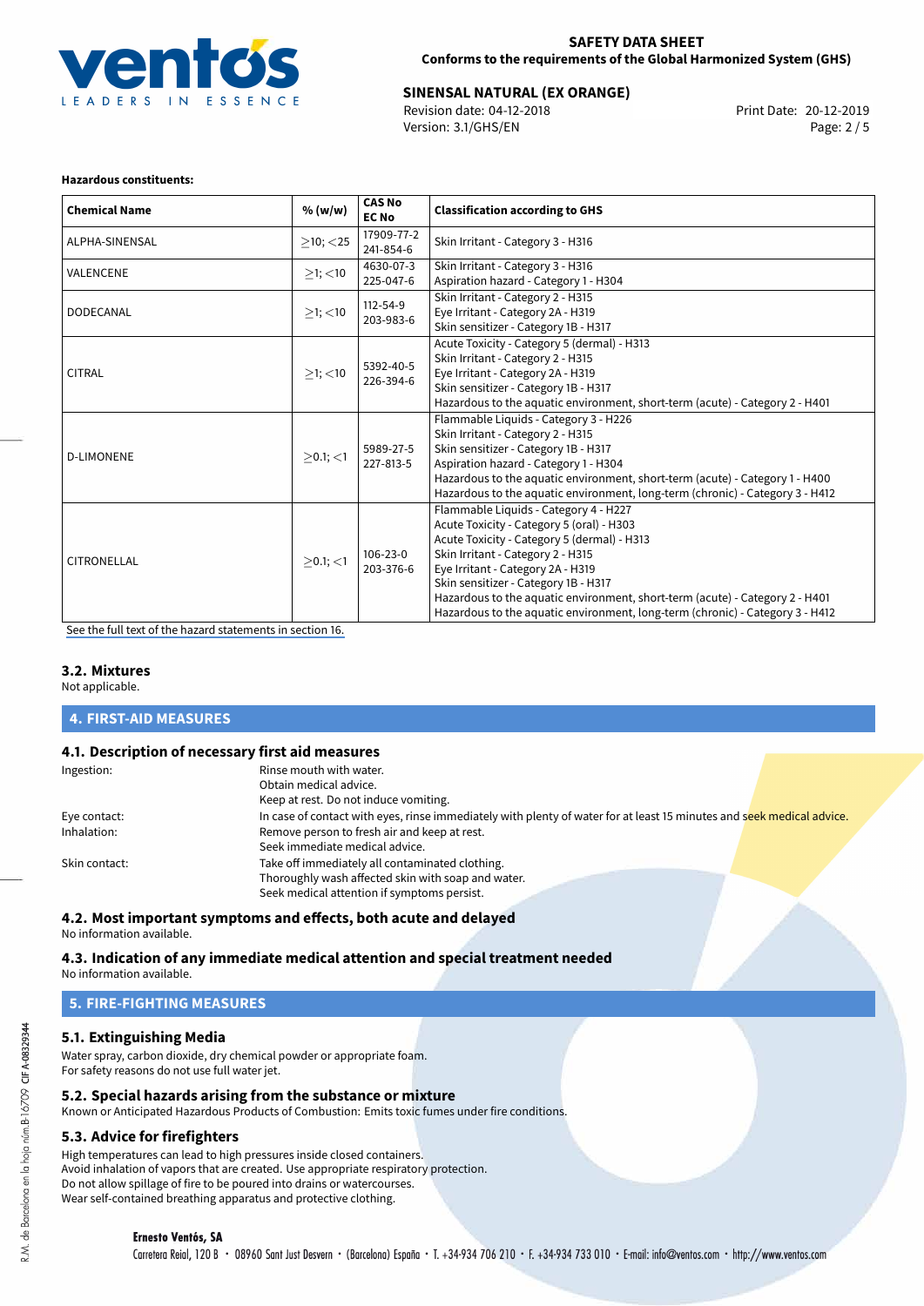**Hazardous constituents:**

| Chemical Name | % (w/w) | CAS No<br>EC No | Classification according to GHS |
|---|---|---|---|
| ALPHA-SINENSAL | ≥10; <25 | 17909-77-2<br>241-854-6 | Skin Irritant - Category 3 - H316 |
| VALENCENE | ≥1; <10 | 4630-07-3<br>225-047-6 | Skin Irritant - Category 3 - H316<br>Aspiration hazard - Category 1 - H304 |
| DODECANAL | ≥1; <10 | 112-54-9<br>203-983-6 | Skin Irritant - Category 2 - H315<br>Eye Irritant - Category 2A - H319<br>Skin sensitizer - Category 1B - H317 |
| CITRAL | ≥1; <10 | 5392-40-5<br>226-394-6 | Acute Toxicity - Category 5 (dermal) - H313<br>Skin Irritant - Category 2 - H315<br>Eye Irritant - Category 2A - H319<br>Skin sensitizer - Category 1B - H317<br>Hazardous to the aquatic environment, short-term (acute) - Category 2 - H401 |
| D-LIMONENE | ≥0.1; <1 | 5989-27-5<br>227-813-5 | Flammable Liquids - Category 3 - H226<br>Skin Irritant - Category 2 - H315<br>Skin sensitizer - Category 1B - H317<br>Aspiration hazard - Category 1 - H304<br>Hazardous to the aquatic environment, short-term (acute) - Category 1 - H400<br>Hazardous to the aquatic environment, long-term (chronic) - Category 3 - H412 |
| CITRONELLAL | ≥0.1; <1 | 106-23-0<br>203-376-6 | Flammable Liquids - Category 4 - H227<br>Acute Toxicity - Category 5 (oral) - H303<br>Acute Toxicity - Category 5 (dermal) - H313<br>Skin Irritant - Category 2 - H315<br>Eye Irritant - Category 2A - H319<br>Skin sensitizer - Category 1B - H317<br>Hazardous to the aquatic environment, short-term (acute) - Category 2 - H401<br>Hazardous to the aquatic environment, long-term (chronic) - Category 3 - H412 |

See the full text of the hazard statements in section 16.

### 3.2. Mixtures

Not applicable.

## 4. FIRST-AID MEASURES

### 4.1. Description of necessary first aid measures

Ingestion: Rinse mouth with water.
Obtain medical advice.
Keep at rest. Do not induce vomiting.

Eye contact: In case of contact with eyes, rinse immediately with plenty of water for at least 15 minutes and seek medical advice.

Inhalation: Remove person to fresh air and keep at rest.
Seek immediate medical advice.

Skin contact: Take off immediately all contaminated clothing.
Thoroughly wash affected skin with soap and water.
Seek medical attention if symptoms persist.

### 4.2. Most important symptoms and effects, both acute and delayed

No information available.

### 4.3. Indication of any immediate medical attention and special treatment needed

No information available.

## 5. FIRE-FIGHTING MEASURES

### 5.1. Extinguishing Media

Water spray, carbon dioxide, dry chemical powder or appropriate foam.
For safety reasons do not use full water jet.

### 5.2. Special hazards arising from the substance or mixture

Known or Anticipated Hazardous Products of Combustion: Emits toxic fumes under fire conditions.

### 5.3. Advice for firefighters

High temperatures can lead to high pressures inside closed containers.
Avoid inhalation of vapors that are created. Use appropriate respiratory protection.
Do not allow spillage of fire to be poured into drains or watercourses.
Wear self-contained breathing apparatus and protective clothing.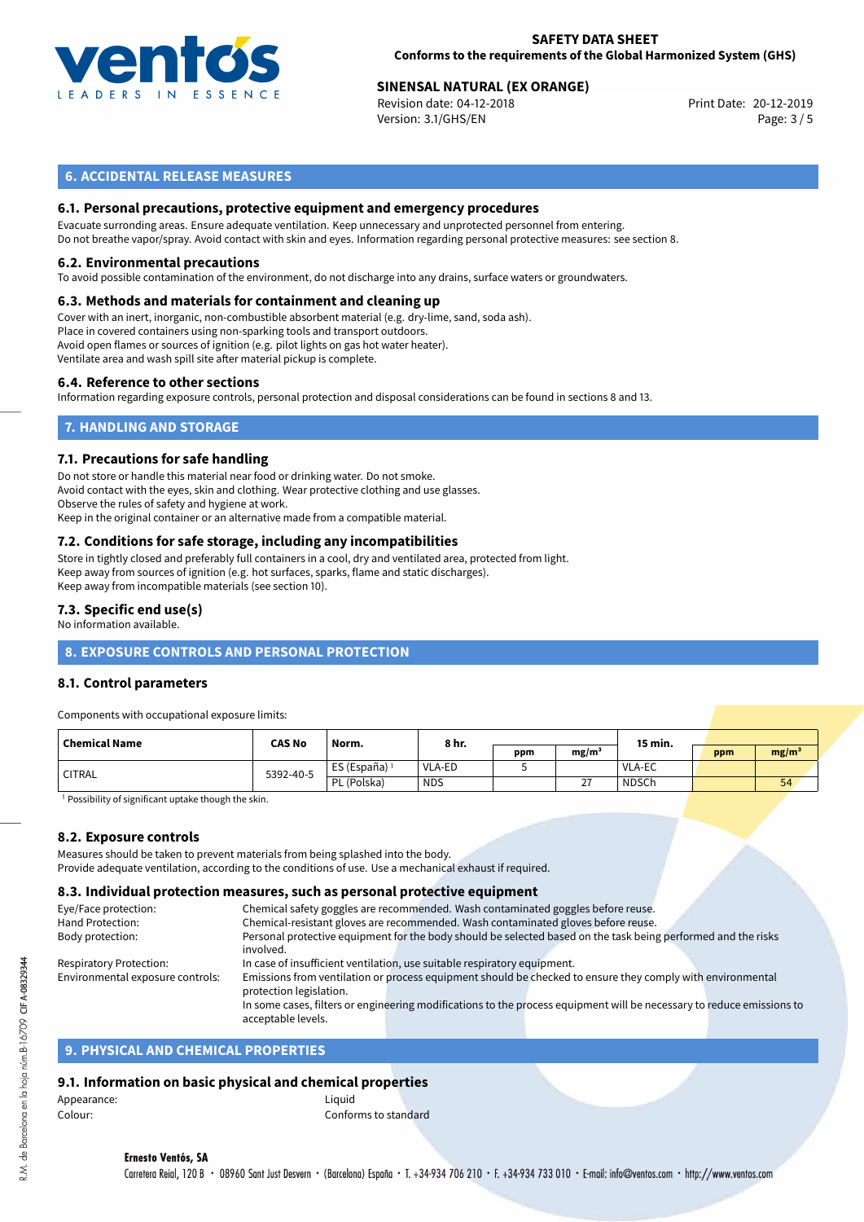## 6. ACCIDENTAL RELEASE MEASURES

### 6.1. Personal precautions, protective equipment and emergency procedures

Evacuate surrounding areas. Ensure adequate ventilation. Keep unnecessary and unprotected personnel from entering.
Do not breathe vapor/spray. Avoid contact with skin and eyes. Information regarding personal protective measures: see section 8.

### 6.2. Environmental precautions

To avoid possible contamination of the environment, do not discharge into any drains, surface waters or groundwaters.

### 6.3. Methods and materials for containment and cleaning up

Cover with an inert, inorganic, non-combustible absorbent material (e.g. dry-lime, sand, soda ash).
Place in covered containers using non-sparking tools and transport outdoors.
Avoid open flames or sources of ignition (e.g. pilot lights on gas hot water heater).
Ventilate area and wash spill site after material pickup is complete.

### 6.4. Reference to other sections

Information regarding exposure controls, personal protection and disposal considerations can be found in sections 8 and 13.

## 7. HANDLING AND STORAGE

### 7.1. Precautions for safe handling

Do not store or handle this material near food or drinking water. Do not smoke.
Avoid contact with the eyes, skin and clothing. Wear protective clothing and use glasses.
Observe the rules of safety and hygiene at work.
Keep in the original container or an alternative made from a compatible material.

### 7.2. Conditions for safe storage, including any incompatibilities

Store in tightly closed and preferably full containers in a cool, dry and ventilated area, protected from light.
Keep away from sources of ignition (e.g. hot surfaces, sparks, flame and static discharges).
Keep away from incompatible materials (see section 10).

### 7.3. Specific end use(s)

No information available.

## 8. EXPOSURE CONTROLS AND PERSONAL PROTECTION

### 8.1. Control parameters

Components with occupational exposure limits:

| Chemical Name | CAS No | Norm. | 8 hr. | | | 15 min. | | |
|---|---|---|---|---|---|---|---|---|
| | | | | ppm | mg/m³ | | ppm | mg/m³ |
| CITRAL | 5392-40-5 | ES (España) [1] | VLA-ED | 5 | | VLA-EC | | |
| | | PL (Polska) | NDS | | 27 | NDSCh | | 54 |

[1] Possibility of significant uptake though the skin.

### 8.2. Exposure controls

Measures should be taken to prevent materials from being splashed into the body.
Provide adequate ventilation, according to the conditions of use. Use a mechanical exhaust if required.

### 8.3. Individual protection measures, such as personal protective equipment

Eye/Face protection: Chemical safety goggles are recommended. Wash contaminated goggles before reuse.
Hand Protection: Chemical-resistant gloves are recommended. Wash contaminated gloves before reuse.
Body protection: Personal protective equipment for the body should be selected based on the task being performed and the risks involved.
Respiratory Protection: In case of insufficient ventilation, use suitable respiratory equipment.
Environmental exposure controls: Emissions from ventilation or process equipment should be checked to ensure they comply with environmental protection legislation.
In some cases, filters or engineering modifications to the process equipment will be necessary to reduce emissions to acceptable levels.

## 9. PHYSICAL AND CHEMICAL PROPERTIES

### 9.1. Information on basic physical and chemical properties

Appearance: Liquid
Colour: Conforms to standard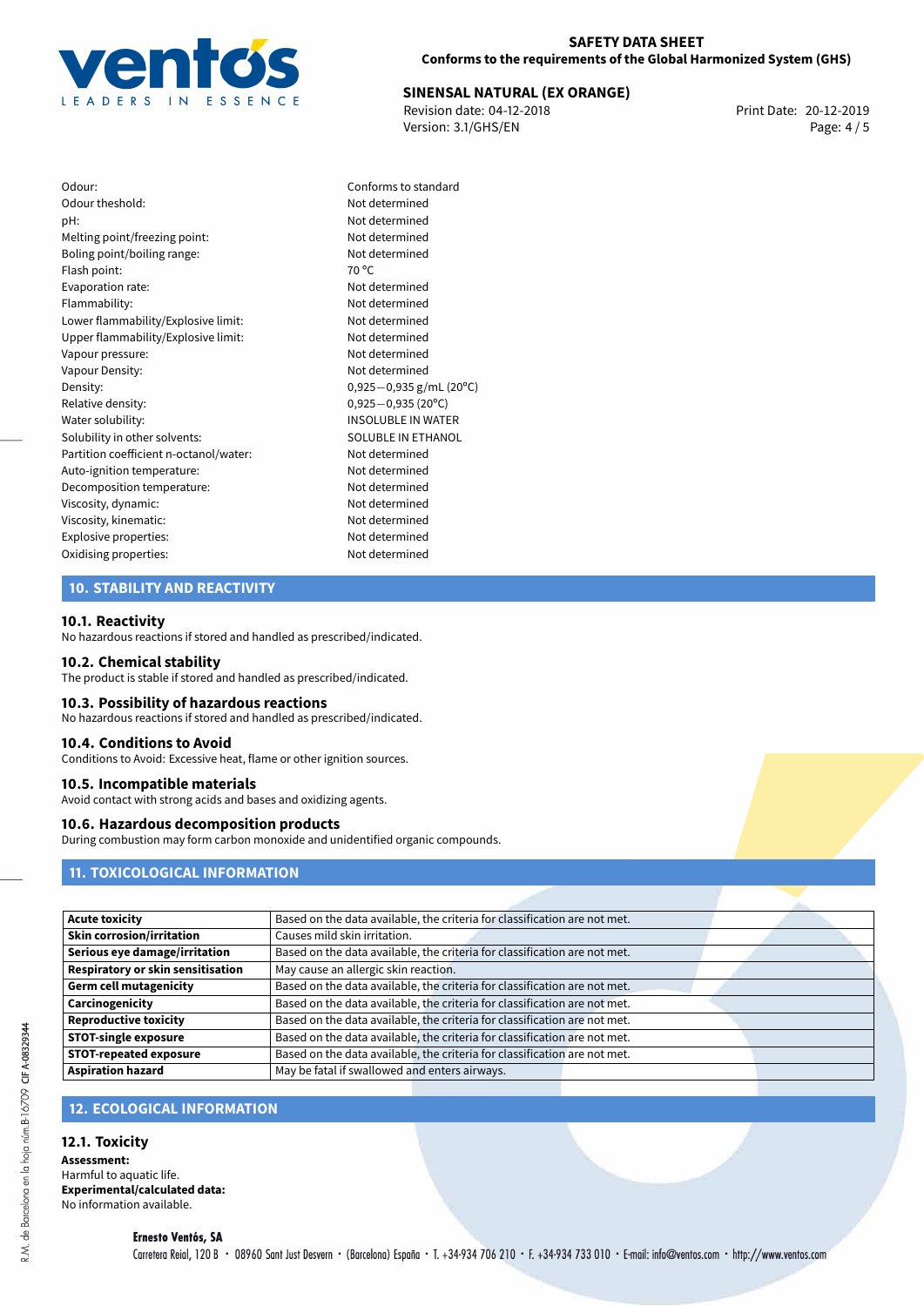| | |
|---|---|
| Odour: | Conforms to standard |
| Odour theshold: | Not determined |
| pH: | Not determined |
| Melting point/freezing point: | Not determined |
| Boling point/boiling range: | Not determined |
| Flash point: | 70 °C |
| Evaporation rate: | Not determined |
| Flammability: | Not determined |
| Lower flammability/Explosive limit: | Not determined |
| Upper flammability/Explosive limit: | Not determined |
| Vapour pressure: | Not determined |
| Vapour Density: | Not determined |
| Density: | 0,925−0,935 g/mL (20°C) |
| Relative density: | 0,925−0,935 (20°C) |
| Water solubility: | INSOLUBLE IN WATER |
| Solubility in other solvents: | SOLUBLE IN ETHANOL |
| Partition coefficient n-octanol/water: | Not determined |
| Auto-ignition temperature: | Not determined |
| Decomposition temperature: | Not determined |
| Viscosity, dynamic: | Not determined |
| Viscosity, kinematic: | Not determined |
| Explosive properties: | Not determined |
| Oxidising properties: | Not determined |

## 10. STABILITY AND REACTIVITY

### 10.1. Reactivity

No hazardous reactions if stored and handled as prescribed/indicated.

### 10.2. Chemical stability

The product is stable if stored and handled as prescribed/indicated.

### 10.3. Possibility of hazardous reactions

No hazardous reactions if stored and handled as prescribed/indicated.

### 10.4. Conditions to Avoid

Conditions to Avoid: Excessive heat, flame or other ignition sources.

### 10.5. Incompatible materials

Avoid contact with strong acids and bases and oxidizing agents.

### 10.6. Hazardous decomposition products

During combustion may form carbon monoxide and unidentified organic compounds.

## 11. TOXICOLOGICAL INFORMATION

| | |
|---|---|
| **Acute toxicity** | Based on the data available, the criteria for classification are not met. |
| **Skin corrosion/irritation** | Causes mild skin irritation. |
| **Serious eye damage/irritation** | Based on the data available, the criteria for classification are not met. |
| **Respiratory or skin sensitisation** | May cause an allergic skin reaction. |
| **Germ cell mutagenicity** | Based on the data available, the criteria for classification are not met. |
| **Carcinogenicity** | Based on the data available, the criteria for classification are not met. |
| **Reproductive toxicity** | Based on the data available, the criteria for classification are not met. |
| **STOT-single exposure** | Based on the data available, the criteria for classification are not met. |
| **STOT-repeated exposure** | Based on the data available, the criteria for classification are not met. |
| **Aspiration hazard** | May be fatal if swallowed and enters airways. |

## 12. ECOLOGICAL INFORMATION

### 12.1. Toxicity

**Assessment:**
Harmful to aquatic life.
**Experimental/calculated data:**
No information available.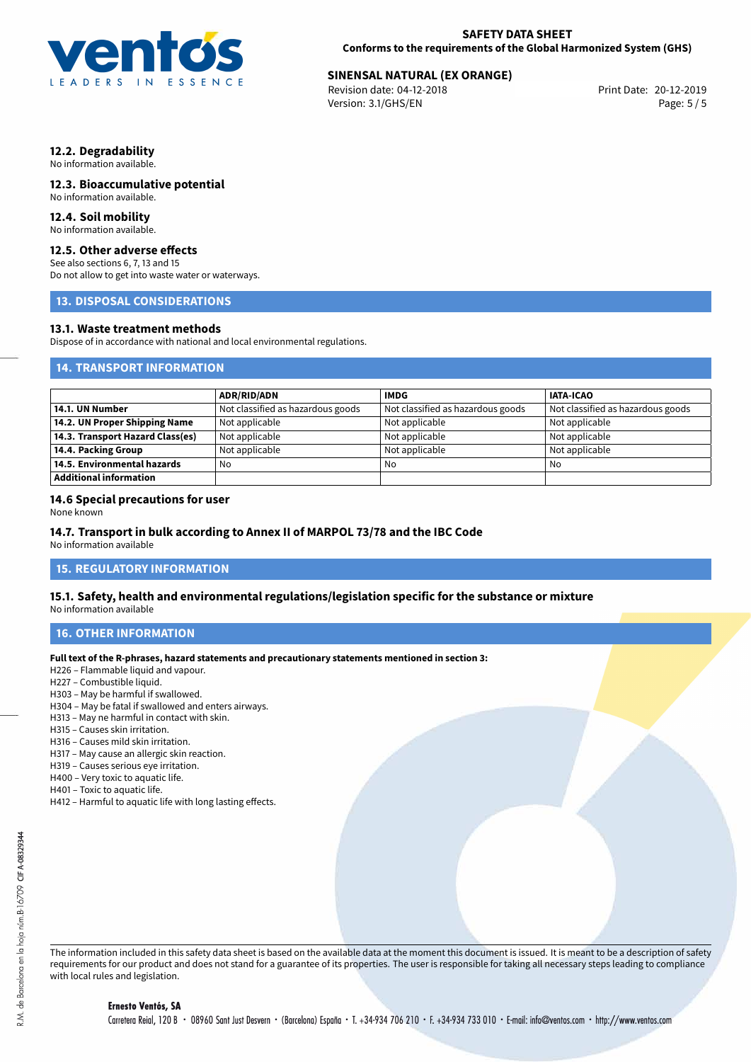### 12.2. Degradability

No information available.

### 12.3. Bioaccumulative potential

No information available.

### 12.4. Soil mobility

No information available.

### 12.5. Other adverse effects

See also sections 6, 7, 13 and 15

Do not allow to get into waste water or waterways.

## 13. DISPOSAL CONSIDERATIONS

### 13.1. Waste treatment methods

Dispose of in accordance with national and local environmental regulations.

## 14. TRANSPORT INFORMATION

| | ADR/RID/ADN | IMDG | IATA-ICAO |
|---|---|---|---|
| **14.1. UN Number** | Not classified as hazardous goods | Not classified as hazardous goods | Not classified as hazardous goods |
| **14.2. UN Proper Shipping Name** | Not applicable | Not applicable | Not applicable |
| **14.3. Transport Hazard Class(es)** | Not applicable | Not applicable | Not applicable |
| **14.4. Packing Group** | Not applicable | Not applicable | Not applicable |
| **14.5. Environmental hazards** | No | No | No |
| **Additional information** | | | |

### 14.6 Special precautions for user

None known

### 14.7. Transport in bulk according to Annex II of MARPOL 73/78 and the IBC Code

No information available

## 15. REGULATORY INFORMATION

### 15.1. Safety, health and environmental regulations/legislation specific for the substance or mixture

No information available

## 16. OTHER INFORMATION

**Full text of the R-phrases, hazard statements and precautionary statements mentioned in section 3:**

H226 – Flammable liquid and vapour.
H227 – Combustible liquid.
H303 – May be harmful if swallowed.
H304 – May be fatal if swallowed and enters airways.
H313 – May ne harmful in contact with skin.
H315 – Causes skin irritation.
H316 – Causes mild skin irritation.
H317 – May cause an allergic skin reaction.
H319 – Causes serious eye irritation.
H400 – Very toxic to aquatic life.
H401 – Toxic to aquatic life.
H412 – Harmful to aquatic life with long lasting effects.

The information included in this safety data sheet is based on the available data at the moment this document is issued. It is meant to be a description of safety requirements for our product and does not stand for a guarantee of its properties. The user is responsible for taking all necessary steps leading to compliance with local rules and legislation.